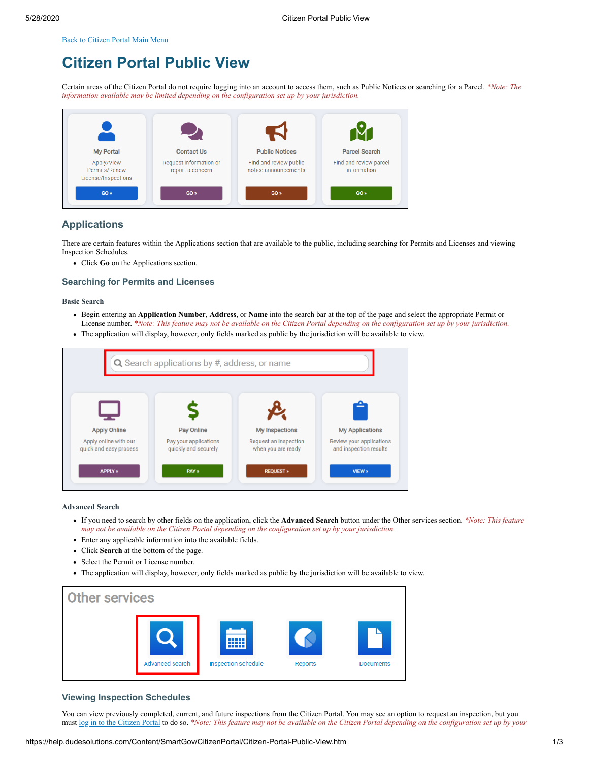[Back to Citizen Portal Main Menu]

# Citizen Portal Public View

Certain areas of the Citizen Portal do not require logging into an account to access them, such as Public Notices or searching for a Parcel. *\*Note: The information available may be limited depending on the configuration set up by your jurisdiction.*

## Applications

There are certain features within the Applications section that are available to the public, including searching for Permits and Licenses and viewing Inspection Schedules.

- Click **Go** on the Applications section.

### Searching for Permits and Licenses

**Basic Search**

- Begin entering an **Application Number**, **Address**, or **Name** into the search bar at the top of the page and select the appropriate Permit or License number. *\*Note: This feature may not be available on the Citizen Portal depending on the configuration set up by your jurisdiction.*
- The application will display, however, only fields marked as public by the jurisdiction will be available to view.

**Advanced Search**

- If you need to search by other fields on the application, click the **Advanced Search** button under the Other services section. *\*Note: This feature may not be available on the Citizen Portal depending on the configuration set up by your jurisdiction.*
- Enter any applicable information into the available fields.
- Click **Search** at the bottom of the page.
- Select the Permit or License number.
- The application will display, however, only fields marked as public by the jurisdiction will be available to view.

### Viewing Inspection Schedules

You can view previously completed, current, and future inspections from the Citizen Portal. You may see an option to request an inspection, but you must log in to the Citizen Portal to do so. *\*Note: This feature may not be available on the Citizen Portal depending on the configuration set up by your*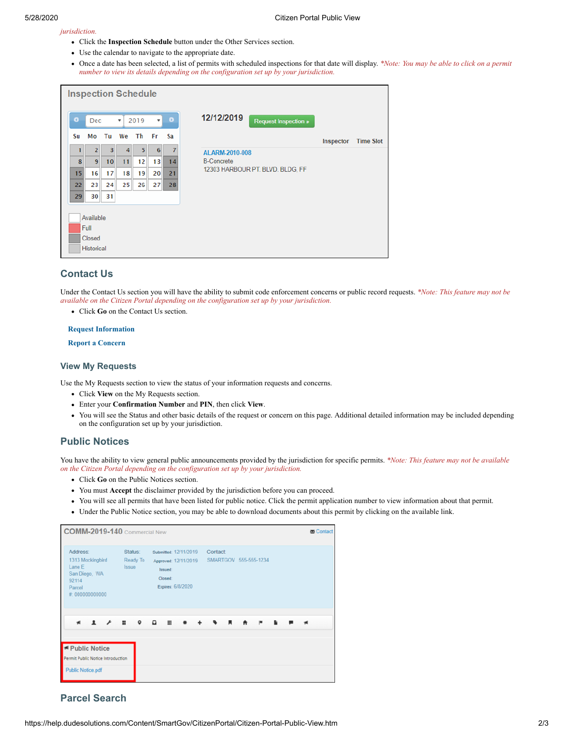*jurisdiction.*

- Click the **Inspection Schedule** button under the Other Services section.
- Use the calendar to navigate to the appropriate date.
- Once a date has been selected, a list of permits with scheduled inspections for that date will display. *\*Note: You may be able to click on a permit number to view its details depending on the configuration set up by your jurisdiction.*

## Contact Us

Under the Contact Us section you will have the ability to submit code enforcement concerns or public record requests. *\*Note: This feature may not be available on the Citizen Portal depending on the configuration set up by your jurisdiction.*

- Click **Go** on the Contact Us section.

**Request Information**

**Report a Concern**

### View My Requests

Use the My Requests section to view the status of your information requests and concerns.

- Click **View** on the My Requests section.
- Enter your **Confirmation Number** and **PIN**, then click **View**.
- You will see the Status and other basic details of the request or concern on this page. Additional detailed information may be included depending on the configuration set up by your jurisdiction.

## Public Notices

You have the ability to view general public announcements provided by the jurisdiction for specific permits. *\*Note: This feature may not be available on the Citizen Portal depending on the configuration set up by your jurisdiction.*

- Click **Go** on the Public Notices section.
- You must **Accept** the disclaimer provided by the jurisdiction before you can proceed.
- You will see all permits that have been listed for public notice. Click the permit application number to view information about that permit.
- Under the Public Notice section, you may be able to download documents about this permit by clicking on the available link.

## Parcel Search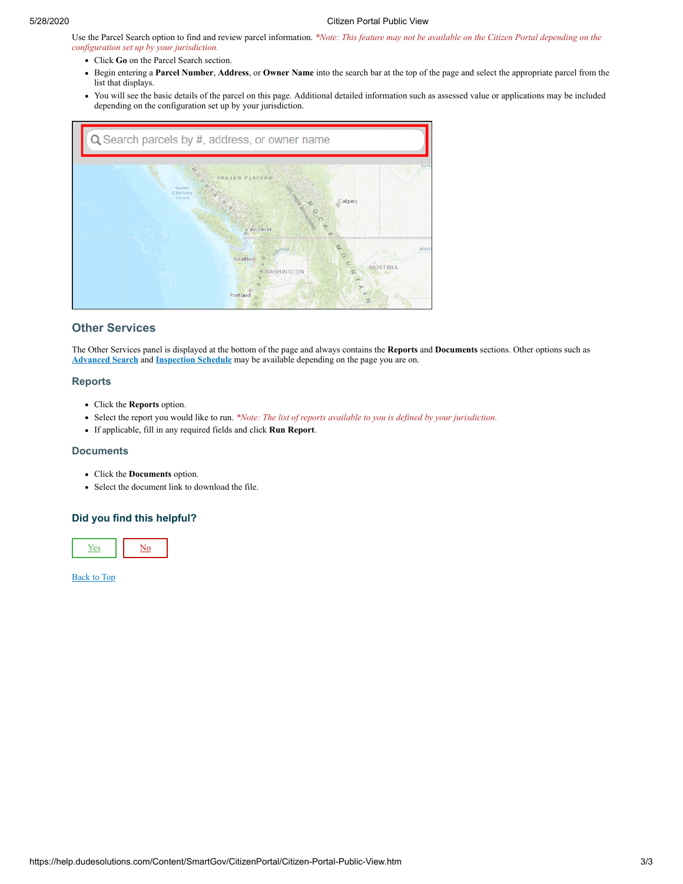Use the Parcel Search option to find and review parcel information. *\*Note: This feature may not be available on the Citizen Portal depending on the configuration set up by your jurisdiction.*

- Click **Go** on the Parcel Search section.
- Begin entering a **Parcel Number**, **Address**, or **Owner Name** into the search bar at the top of the page and select the appropriate parcel from the list that displays.
- You will see the basic details of the parcel on this page. Additional detailed information such as assessed value or applications may be included depending on the configuration set up by your jurisdiction.

## Other Services

The Other Services panel is displayed at the bottom of the page and always contains the **Reports** and **Documents** sections. Other options such as **Advanced Search** and **Inspection Schedule** may be available depending on the page you are on.

### Reports

- Click the **Reports** option.
- Select the report you would like to run. *\*Note: The list of reports available to you is defined by your jurisdiction.*
- If applicable, fill in any required fields and click **Run Report**.

### Documents

- Click the **Documents** option.
- Select the document link to download the file.

### Did you find this helpful?

Yes No

Back to Top